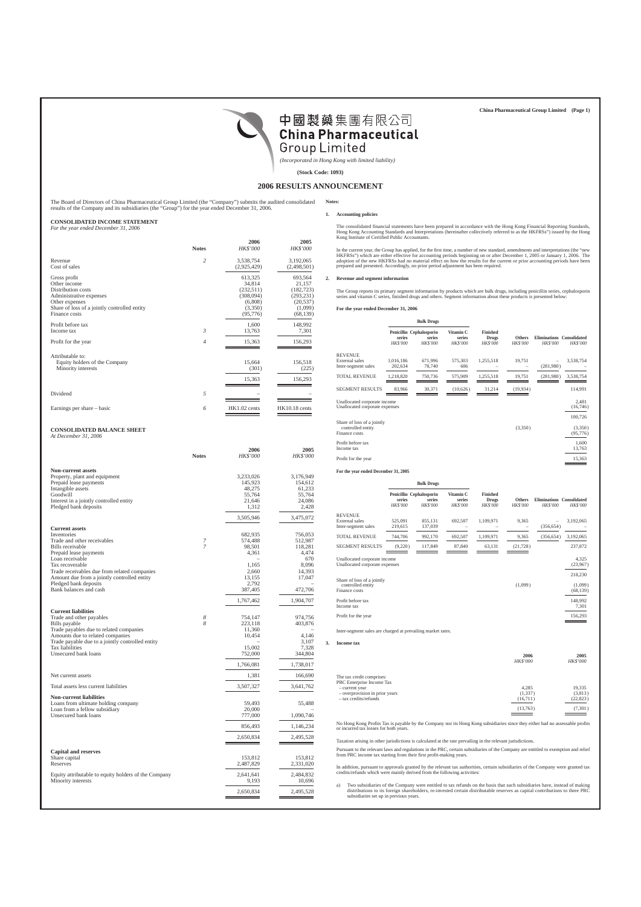# 中國製藥集團有限公司
# China Pharmaceutical Group Limited

*(Incorporated in Hong Kong with limited liability)*

**(Stock Code: 1093)**

## 2006 RESULTS ANNOUNCEMENT

The Board of Directors of China Pharmaceutical Group Limited (the "Company") submits the audited consolidated results of the Company and its subsidiaries (the "Group") for the year ended December 31, 2006.

### CONSOLIDATED INCOME STATEMENT

*For the year ended December 31, 2006*

| | Notes | 2006 *HK$'000* | 2005 *HK$'000* |
|---|---|---|---|
| Revenue | *2* | 3,538,754 | 3,192,065 |
| Cost of sales | | (2,925,429) | (2,498,501) |
| Gross profit | | 613,325 | 693,564 |
| Other income | | 34,814 | 21,157 |
| Distribution costs | | (232,511) | (182,723) |
| Administrative expenses | | (308,094) | (293,231) |
| Other expenses | | (6,808) | (20,537) |
| Share of loss of a jointly controlled entity | | (3,350) | (1,099) |
| Finance costs | | (95,776) | (68,139) |
| Profit before tax | | 1,600 | 148,992 |
| Income tax | *3* | 13,763 | 7,301 |
| Profit for the year | *4* | 15,363 | 156,293 |
| Attributable to: | | | |
| Equity holders of the Company | | 15,664 | 156,518 |
| Minority interests | | (301) | (225) |
| | | 15,363 | 156,293 |
| Dividend | *5* | – | – |
| Earnings per share – basic | *6* | HK1.02 cents | HK10.18 cents |

### CONSOLIDATED BALANCE SHEET

*At December 31, 2006*

| | Notes | 2006 *HK$'000* | 2005 *HK$'000* |
|---|---|---|---|
| **Non-current assets** | | | |
| Property, plant and equipment | | 3,233,026 | 3,176,949 |
| Prepaid lease payments | | 145,923 | 154,612 |
| Intangible assets | | 48,275 | 61,233 |
| Goodwill | | 55,764 | 55,764 |
| Interest in a jointly controlled entity | | 21,646 | 24,086 |
| Pledged bank deposits | | 1,312 | 2,428 |
| | | 3,505,946 | 3,475,072 |
| **Current assets** | | | |
| Inventories | | 682,935 | 756,053 |
| Trade and other receivables | *7* | 574,488 | 512,987 |
| Bills receivable | *7* | 98,501 | 118,281 |
| Prepaid lease payments | | 4,361 | 4,474 |
| Loan receivable | | – | 670 |
| Tax recoverable | | 1,165 | 8,096 |
| Trade receivables due from related companies | | 2,660 | 14,393 |
| Amount due from a jointly controlled entity | | 13,155 | 17,047 |
| Pledged bank deposits | | 2,792 | – |
| Bank balances and cash | | 387,405 | 472,706 |
| | | 1,767,462 | 1,904,707 |
| **Current liabilities** | | | |
| Trade and other payables | *8* | 754,147 | 974,756 |
| Bills payable | *8* | 223,118 | 403,876 |
| Trade payables due to related companies | | 11,360 | – |
| Amounts due to related companies | | 10,454 | 4,146 |
| Trade payable due to a jointly controlled entity | | – | 3,107 |
| Tax liabilities | | 15,002 | 7,328 |
| Unsecured bank loans | | 752,000 | 344,804 |
| | | 1,766,081 | 1,738,017 |
| Net current assets | | 1,381 | 166,690 |
| Total assets less current liabilities | | 3,507,327 | 3,641,762 |
| **Non-current liabilities** | | | |
| Loans from ultimate holding company | | 59,493 | 55,488 |
| Loan from a fellow subsidiary | | 20,000 | – |
| Unsecured bank loans | | 777,000 | 1,090,746 |
| | | 856,493 | 1,146,234 |
| | | 2,650,834 | 2,495,528 |
| **Capital and reserves** | | | |
| Share capital | | 153,812 | 153,812 |
| Reserves | | 2,487,829 | 2,331,020 |
| Equity attributable to equity holders of the Company | | 2,641,641 | 2,484,832 |
| Minority interests | | 9,193 | 10,696 |
| | | 2,650,834 | 2,495,528 |

**Notes:**

**1. Accounting policies**

The consolidated financial statements have been prepared in accordance with the Hong Kong Financial Reporting Standards, Hong Kong Accounting Standards and Interpretations (hereinafter collectively referred to as the "HKFRSs") issued by the Hong Kong Institute of Certified Public Accountants.

In the current year, the Group has applied, for the first time, a number of new standard, amendments and interpretations (the "new HKFRSs") which are either effective for accounting periods beginning on or after December 1, 2005 or January 1, 2006. The adoption of the new HKFRSs had no material effect on how the results for the current or prior accounting periods have been prepared and presented. Accordingly, no prior period adjustment has been required.

**2. Revenue and segment information**

The Group reports its primary segment information by products which are bulk drugs, including penicillin series, cephalosporin series and vitamin C series, finished drugs and others. Segment information about these products is presented below:

**For the year ended December 31, 2006**

| | Bulk Drugs | | | | | | |
|---|---|---|---|---|---|---|---|
| | Penicillin series *HK$'000* | Cephalosporin series *HK$'000* | Vitamin C series *HK$'000* | Finished Drugs *HK$'000* | Others *HK$'000* | Eliminations *HK$'000* | Consolidated *HK$'000* |
| REVENUE | | | | | | | |
| External sales | 1,016,186 | 671,996 | 575,303 | 1,255,518 | 19,751 | – | 3,538,754 |
| Inter-segment sales | 202,634 | 78,740 | 606 | – | – | (281,980) | – |
| TOTAL REVENUE | 1,218,820 | 750,736 | 575,909 | 1,255,518 | 19,751 | (281,980) | 3,538,754 |
| SEGMENT RESULTS | 83,966 | 30,371 | (10,626) | 31,214 | (19,934) | | 114,991 |
| Unallocated corporate income | | | | | | | 2,481 |
| Unallocated corporate expenses | | | | | | | (16,746) |
| | | | | | | | 100,726 |
| Share of loss of a jointly controlled entity | | | | | (3,350) | | (3,350) |
| Finance costs | | | | | | | (95,776) |
| Profit before tax | | | | | | | 1,600 |
| Income tax | | | | | | | 13,763 |
| Profit for the year | | | | | | | 15,363 |

**For the year ended December 31, 2005**

| | Bulk Drugs | | | | | | |
|---|---|---|---|---|---|---|---|
| | Penicillin series *HK$'000* | Cephalosporin series *HK$'000* | Vitamin C series *HK$'000* | Finished Drugs *HK$'000* | Others *HK$'000* | Eliminations *HK$'000* | Consolidated *HK$'000* |
| REVENUE | | | | | | | |
| External sales | 525,091 | 855,131 | 692,507 | 1,109,971 | 9,365 | – | 3,192,065 |
| Inter-segment sales | 219,615 | 137,039 | – | – | – | (356,654) | – |
| TOTAL REVENUE | 744,706 | 992,170 | 692,507 | 1,109,971 | 9,365 | (356,654) | 3,192,065 |
| SEGMENT RESULTS | (9,220) | 117,849 | 87,840 | 63,131 | (21,728) | | 237,872 |
| Unallocated corporate income | | | | | | | 4,325 |
| Unallocated corporate expenses | | | | | | | (23,967) |
| | | | | | | | 218,230 |
| Share of loss of a jointly controlled entity | | | | | (1,099) | | (1,099) |
| Finance costs | | | | | | | (68,139) |
| Profit before tax | | | | | | | 148,992 |
| Income tax | | | | | | | 7,301 |
| Profit for the year | | | | | | | 156,293 |

Inter-segment sales are charged at prevailing market rates.

**3. Income tax**

| | 2006 *HK$'000* | 2005 *HK$'000* |
|---|---|---|
| The tax credit comprises: | | |
| PRC Enterprise Income Tax | | |
| – current year | 4,285 | 19,335 |
| – overprovision in prior years | (1,337) | (3,813) |
| – tax credits/refunds | (16,711) | (22,823) |
| | (13,763) | (7,301) |

No Hong Kong Profits Tax is payable by the Company nor its Hong Kong subsidiaries since they either had no assessable profits or incurred tax losses for both years.

Taxation arising in other jurisdictions is calculated at the rate prevailing in the relevant jurisdictions.

Pursuant to the relevant laws and regulations in the PRC, certain subsidiaries of the Company are entitled to exemption and relief from PRC income tax starting from their first profit-making years.

In addition, pursuant to approvals granted by the relevant tax authorities, certain subsidiaries of the Company were granted tax credits/refunds which were mainly derived from the following activities:

a) Two subsidiaries of the Company were entitled to tax refunds on the basis that such subsidiaries have, instead of making distributions to its foreign shareholders, re-invested certain distributable reserves as capital contributions to three PRC subsidiaries set up in previous years.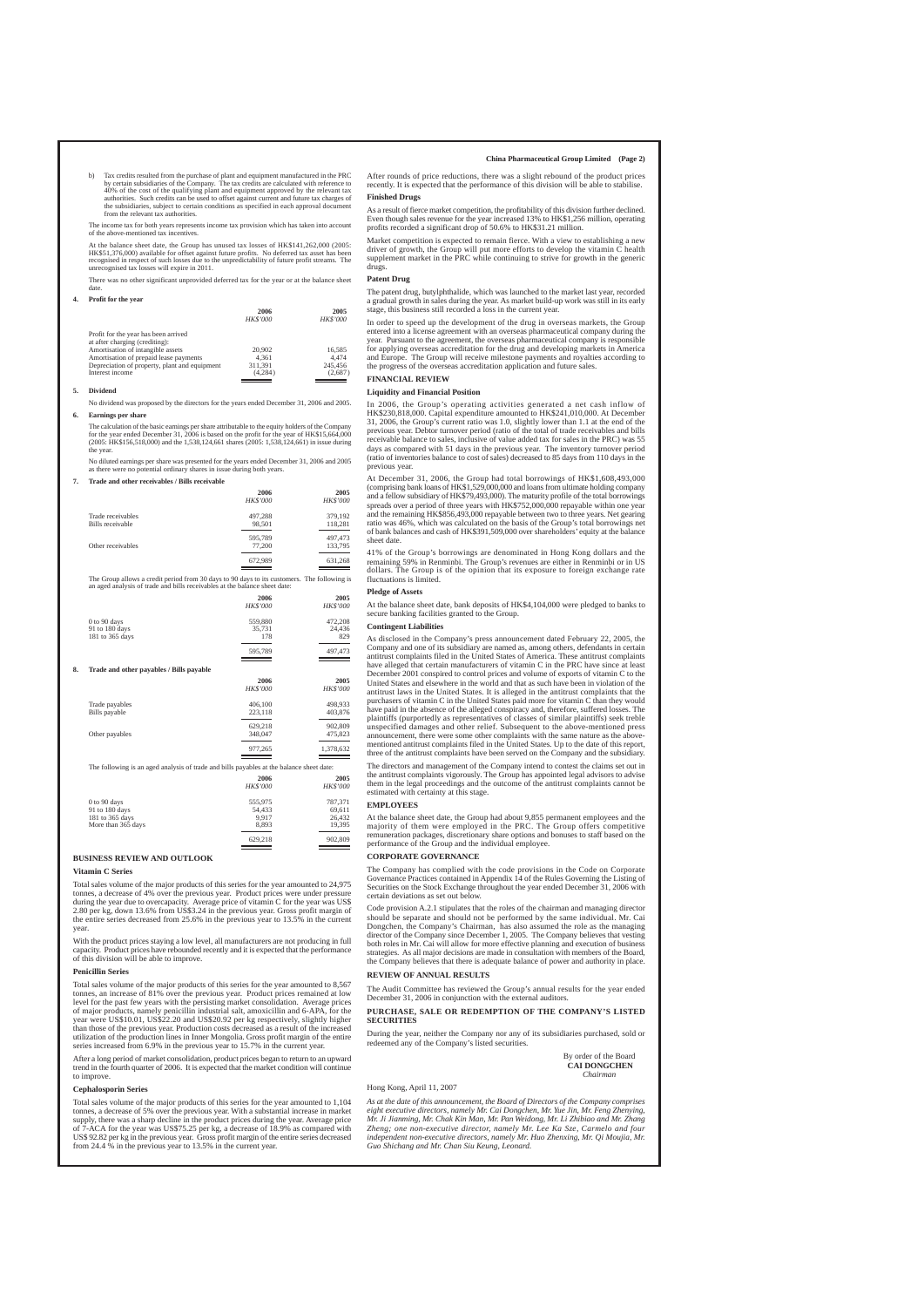b) Tax credits resulted from the purchase of plant and equipment manufactured in the PRC by certain subsidiaries of the Company. The tax credits are calculated with reference to 40% of the cost of the qualifying plant and equipment approved by the relevant tax authorities. Such credits can be used to offset against current and future tax charges of the subsidiaries, subject to certain conditions as specified in each approval document from the relevant tax authorities.

The income tax for both years represents income tax provision which has taken into account of the above-mentioned tax incentives.

At the balance sheet date, the Group has unused tax losses of HK$141,262,000 (2005: HK$51,376,000) available for offset against future profits. No deferred tax asset has been recognised in respect of such losses due to the unpredictability of future profit streams. The unrecognised tax losses will expire in 2011.

There was no other significant unprovided deferred tax for the year or at the balance sheet date.

**4. Profit for the year**

| | 2006 HK$'000 | 2005 HK$'000 |
|---|---|---|
| Profit for the year has been arrived at after charging (crediting): | | |
| Amortisation of intangible assets | 20,902 | 16,585 |
| Amortisation of prepaid lease payments | 4,361 | 4,474 |
| Depreciation of property, plant and equipment | 311,391 | 245,456 |
| Interest income | (4,284) | (2,687) |

**5. Dividend**

No dividend was proposed by the directors for the years ended December 31, 2006 and 2005.

**6. Earnings per share**

The calculation of the basic earnings per share attributable to the equity holders of the Company for the year ended December 31, 2006 is based on the profit for the year of HK$15,664,000 (2005: HK$156,518,000) and the 1,538,124,661 shares (2005: 1,538,124,661) in issue during the year.

No diluted earnings per share was presented for the years ended December 31, 2006 and 2005 as there were no potential ordinary shares in issue during both years.

**7. Trade and other receivables / Bills receivable**

| | 2006 HK$'000 | 2005 HK$'000 |
|---|---|---|
| Trade receivables | 497,288 | 379,192 |
| Bills receivable | 98,501 | 118,281 |
| | 595,789 | 497,473 |
| Other receivables | 77,200 | 133,795 |
| | 672,989 | 631,268 |

The Group allows a credit period from 30 days to 90 days to its customers. The following is an aged analysis of trade and bills receivables at the balance sheet date:

| | 2006 HK$'000 | 2005 HK$'000 |
|---|---|---|
| 0 to 90 days | 559,880 | 472,208 |
| 91 to 180 days | 35,731 | 24,436 |
| 181 to 365 days | 178 | 829 |
| | 595,789 | 497,473 |

**8. Trade and other payables / Bills payable**

| | 2006 HK$'000 | 2005 HK$'000 |
|---|---|---|
| Trade payables | 406,100 | 498,933 |
| Bills payable | 223,118 | 403,876 |
| | 629,218 | 902,809 |
| Other payables | 348,047 | 475,823 |
| | 977,265 | 1,378,632 |

The following is an aged analysis of trade and bills payables at the balance sheet date:

| | 2006 HK$'000 | 2005 HK$'000 |
|---|---|---|
| 0 to 90 days | 555,975 | 787,371 |
| 91 to 180 days | 54,433 | 69,611 |
| 181 to 365 days | 9,917 | 26,432 |
| More than 365 days | 8,893 | 19,395 |
| | 629,218 | 902,809 |

## BUSINESS REVIEW AND OUTLOOK

### Vitamin C Series

Total sales volume of the major products of this series for the year amounted to 24,975 tonnes, a decrease of 4% over the previous year. Product prices were under pressure during the year due to overcapacity. Average price of vitamin C for the year was US$ 2.80 per kg, down 13.6% from US$3.24 in the previous year. Gross profit margin of the entire series decreased from 25.6% in the previous year to 13.5% in the current year.

With the product prices staying a low level, all manufacturers are not producing in full capacity. Product prices have rebounded recently and it is expected that the performance of this division will be able to improve.

### Penicillin Series

Total sales volume of the major products of this series for the year amounted to 8,567 tonnes, an increase of 81% over the previous year. Product prices remained at low level for the past few years with the persisting market consolidation. Average prices of major products, namely penicillin industrial salt, amoxicillin and 6-APA, for the year were US$10.01, US$22.20 and US$20.92 per kg respectively, slightly higher than those of the previous year. Production costs decreased as a result of the increased utilization of the production lines in Inner Mongolia. Gross profit margin of the entire series increased from 6.9% in the previous year to 15.7% in the current year.

After a long period of market consolidation, product prices began to return to an upward trend in the fourth quarter of 2006. It is expected that the market condition will continue to improve.

### Cephalosporin Series

Total sales volume of the major products of this series for the year amounted to 1,104 tonnes, a decrease of 5% over the previous year. With a substantial increase in market supply, there was a sharp decline in the product prices during the year. Average price of 7-ACA for the year was US$75.25 per kg, a decrease of 18.9% as compared with US$ 92.82 per kg in the previous year. Gross profit margin of the entire series decreased from 24.4 % in the previous year to 13.5% in the current year.

After rounds of price reductions, there was a slight rebound of the product prices recently. It is expected that the performance of this division will be able to stabilise.

### Finished Drugs

As a result of fierce market competition, the profitability of this division further declined. Even though sales revenue for the year increased 13% to HK$1,256 million, operating profits recorded a significant drop of 50.6% to HK$31.21 million.

Market competition is expected to remain fierce. With a view to establishing a new driver of growth, the Group will put more efforts to develop the vitamin C health supplement market in the PRC while continuing to strive for growth in the generic drugs.

### Patent Drug

The patent drug, butylphthalide, which was launched to the market last year, recorded a gradual growth in sales during the year. As market build-up work was still in its early stage, this business still recorded a loss in the current year.

In order to speed up the development of the drug in overseas markets, the Group entered into a license agreement with an overseas pharmaceutical company during the year. Pursuant to the agreement, the overseas pharmaceutical company is responsible for applying overseas accreditation for the drug and developing markets in America and Europe. The Group will receive milestone payments and royalties according to the progress of the overseas accreditation application and future sales.

## FINANCIAL REVIEW

### Liquidity and Financial Position

In 2006, the Group's operating activities generated a net cash inflow of HK$230,818,000. Capital expenditure amounted to HK$241,010,000. At December 31, 2006, the Group's current ratio was 1.0, slightly lower than 1.1 at the end of the previous year. Debtor turnover period (ratio of the total of trade receivables and bills receivable balance to sales, inclusive of value added tax for sales in the PRC) was 55 days as compared with 51 days in the previous year. The inventory turnover period (ratio of inventories balance to cost of sales) decreased to 85 days from 110 days in the previous year.

At December 31, 2006, the Group had total borrowings of HK$1,608,493,000 (comprising bank loans of HK$1,529,000,000 and loans from ultimate holding company and a fellow subsidiary of HK$79,493,000). The maturity profile of the total borrowings spreads over a period of three years with HK$752,000,000 repayable within one year and the remaining HK$856,493,000 repayable between two to three years. Net gearing ratio was 46%, which was calculated on the basis of the Group's total borrowings net of bank balances and cash of HK$391,509,000 over shareholders' equity at the balance sheet date.

41% of the Group's borrowings are denominated in Hong Kong dollars and the remaining 59% in Renminbi. The Group's revenues are either in Renminbi or in US dollars. The Group is of the opinion that its exposure to foreign exchange rate fluctuations is limited.

### Pledge of Assets

At the balance sheet date, bank deposits of HK$4,104,000 were pledged to banks to secure banking facilities granted to the Group.

### Contingent Liabilities

As disclosed in the Company's press announcement dated February 22, 2005, the Company and one of its subsidiary are named as, among others, defendants in certain antitrust complaints filed in the United States of America. These antitrust complaints have alleged that certain manufacturers of vitamin C in the PRC have since at least December 2001 conspired to control prices and volume of exports of vitamin C to the United States and elsewhere in the world and that as such have been in violation of the antitrust laws in the United States. It is alleged in the antitrust complaints that the purchasers of vitamin C in the United States paid more for vitamin C than they would have paid in the absence of the alleged conspiracy and, therefore, suffered losses. The plaintiffs (purportedly as representatives of classes of similar plaintiffs) seek treble unspecified damages and other relief. Subsequent to the above-mentioned press announcement, there were some other complaints with the same nature as the above-mentioned antitrust complaints filed in the United States. Up to the date of this report, three of the antitrust complaints have been served on the Company and the subsidiary.

The directors and management of the Company intend to contest the claims set out in the antitrust complaints vigorously. The Group has appointed legal advisors to advise them in the legal proceedings and the outcome of the antitrust complaints cannot be estimated with certainty at this stage.

## EMPLOYEES

At the balance sheet date, the Group had about 9,855 permanent employees and the majority of them were employed in the PRC. The Group offers competitive remuneration packages, discretionary share options and bonuses to staff based on the performance of the Group and the individual employee.

## CORPORATE GOVERNANCE

The Company has complied with the code provisions in the Code on Corporate Governance Practices contained in Appendix 14 of the Rules Governing the Listing of Securities on the Stock Exchange throughout the year ended December 31, 2006 with certain deviations as set out below.

Code provision A.2.1 stipulates that the roles of the chairman and managing director should be separate and should not be performed by the same individual. Mr. Cai Dongchen, the Company's Chairman, has also assumed the role as the managing director of the Company since December 1, 2005. The Company believes that vesting both roles in Mr. Cai will allow for more effective planning and execution of business strategies. As all major decisions are made in consultation with members of the Board, the Company believes that there is adequate balance of power and authority in place.

## REVIEW OF ANNUAL RESULTS

The Audit Committee has reviewed the Group's annual results for the year ended December 31, 2006 in conjunction with the external auditors.

## PURCHASE, SALE OR REDEMPTION OF THE COMPANY'S LISTED SECURITIES

During the year, neither the Company nor any of its subsidiaries purchased, sold or redeemed any of the Company's listed securities.

By order of the Board
**CAI DONGCHEN**
*Chairman*

Hong Kong, April 11, 2007

*As at the date of this announcement, the Board of Directors of the Company comprises eight executive directors, namely Mr. Cai Dongchen, Mr. Yue Jin, Mr. Feng Zhenying, Mr. Ji Jianming, Mr. Chak Kin Man, Mr. Pan Weidong, Mr. Li Zhibiao and Mr. Zhang Zheng; one non-executive director, namely Mr. Lee Ka Sze, Carmelo and four independent non-executive directors, namely Mr. Huo Zhenxing, Mr. Qi Moujia, Mr. Guo Shichang and Mr. Chan Siu Keung, Leonard.*